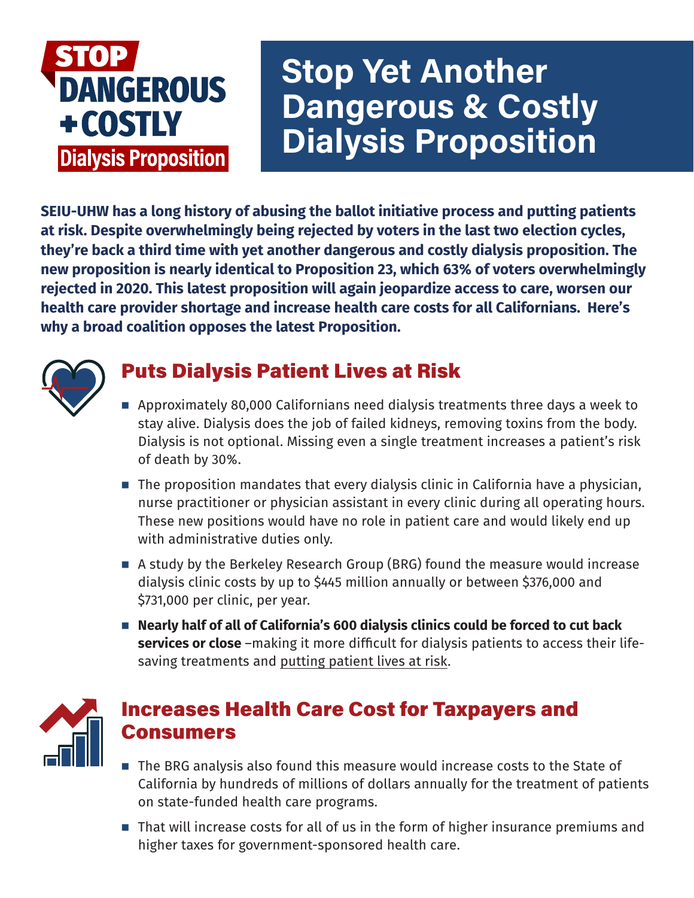STOP DANGEROUS + COSTLY Dialysis Proposition

# Stop Yet Another Dangerous & Costly Dialysis Proposition

**SEIU-UHW has a long history of abusing the ballot initiative process and putting patients at risk. Despite overwhelmingly being rejected by voters in the last two election cycles, they're back a third time with yet another dangerous and costly dialysis proposition. The new proposition is nearly identical to Proposition 23, which 63% of voters overwhelmingly rejected in 2020. This latest proposition will again jeopardize access to care, worsen our health care provider shortage and increase health care costs for all Californians. Here's why a broad coalition opposes the latest Proposition.**

## Puts Dialysis Patient Lives at Risk

- Approximately 80,000 Californians need dialysis treatments three days a week to stay alive. Dialysis does the job of failed kidneys, removing toxins from the body. Dialysis is not optional. Missing even a single treatment increases a patient's risk of death by 30%.
- The proposition mandates that every dialysis clinic in California have a physician, nurse practitioner or physician assistant in every clinic during all operating hours. These new positions would have no role in patient care and would likely end up with administrative duties only.
- A study by the Berkeley Research Group (BRG) found the measure would increase dialysis clinic costs by up to $445 million annually or between $376,000 and $731,000 per clinic, per year.
- **Nearly half of all of California's 600 dialysis clinics could be forced to cut back services or close** –making it more difficult for dialysis patients to access their life-saving treatments and putting patient lives at risk.

## Increases Health Care Cost for Taxpayers and Consumers

- The BRG analysis also found this measure would increase costs to the State of California by hundreds of millions of dollars annually for the treatment of patients on state-funded health care programs.
- That will increase costs for all of us in the form of higher insurance premiums and higher taxes for government-sponsored health care.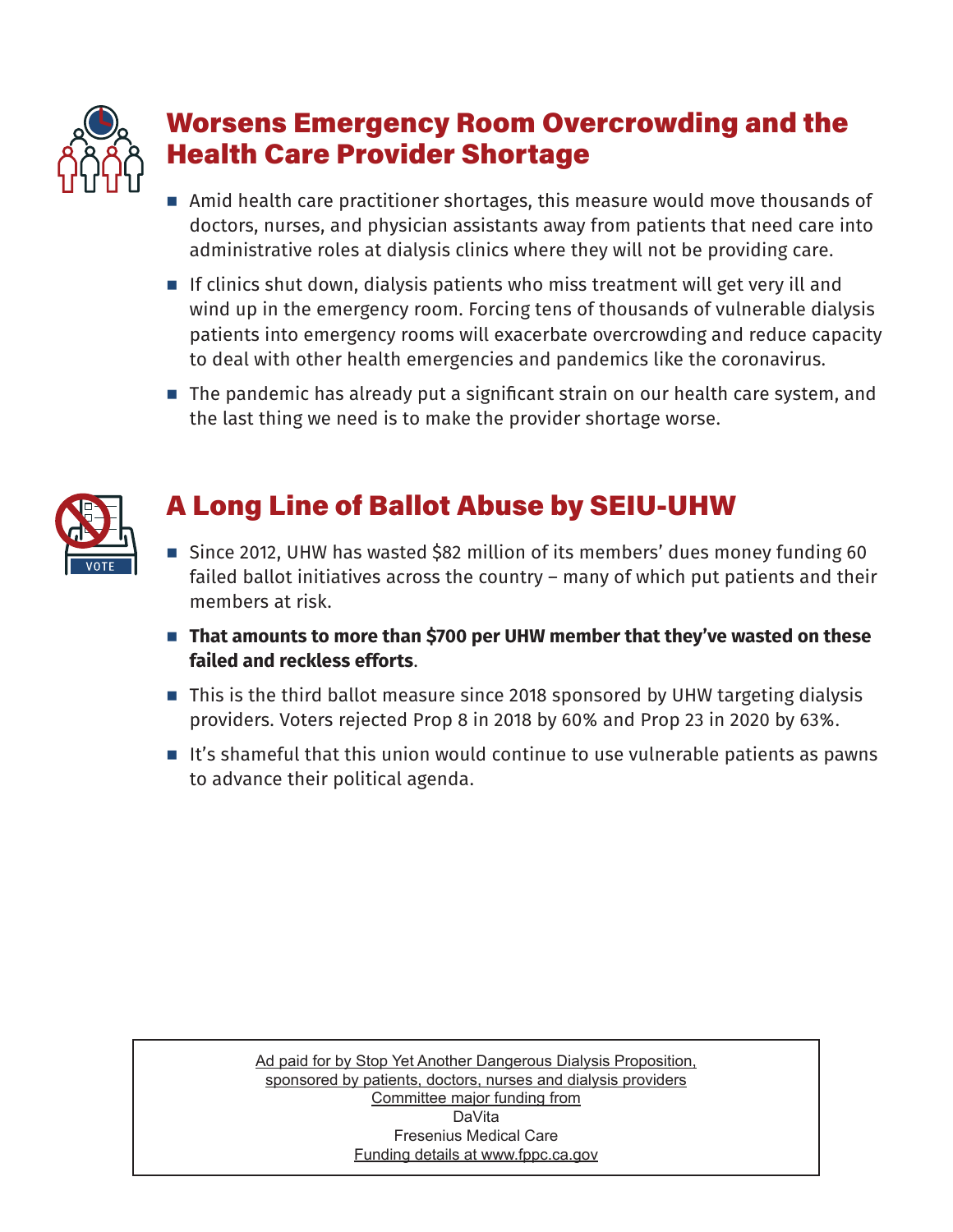## Worsens Emergency Room Overcrowding and the Health Care Provider Shortage

- Amid health care practitioner shortages, this measure would move thousands of doctors, nurses, and physician assistants away from patients that need care into administrative roles at dialysis clinics where they will not be providing care.
- If clinics shut down, dialysis patients who miss treatment will get very ill and wind up in the emergency room. Forcing tens of thousands of vulnerable dialysis patients into emergency rooms will exacerbate overcrowding and reduce capacity to deal with other health emergencies and pandemics like the coronavirus.
- The pandemic has already put a significant strain on our health care system, and the last thing we need is to make the provider shortage worse.

## A Long Line of Ballot Abuse by SEIU-UHW

- Since 2012, UHW has wasted $82 million of its members' dues money funding 60 failed ballot initiatives across the country – many of which put patients and their members at risk.
- **That amounts to more than $700 per UHW member that they've wasted on these failed and reckless efforts**.
- This is the third ballot measure since 2018 sponsored by UHW targeting dialysis providers. Voters rejected Prop 8 in 2018 by 60% and Prop 23 in 2020 by 63%.
- It's shameful that this union would continue to use vulnerable patients as pawns to advance their political agenda.

Ad paid for by Stop Yet Another Dangerous Dialysis Proposition,
sponsored by patients, doctors, nurses and dialysis providers
Committee major funding from
DaVita
Fresenius Medical Care
Funding details at www.fppc.ca.gov